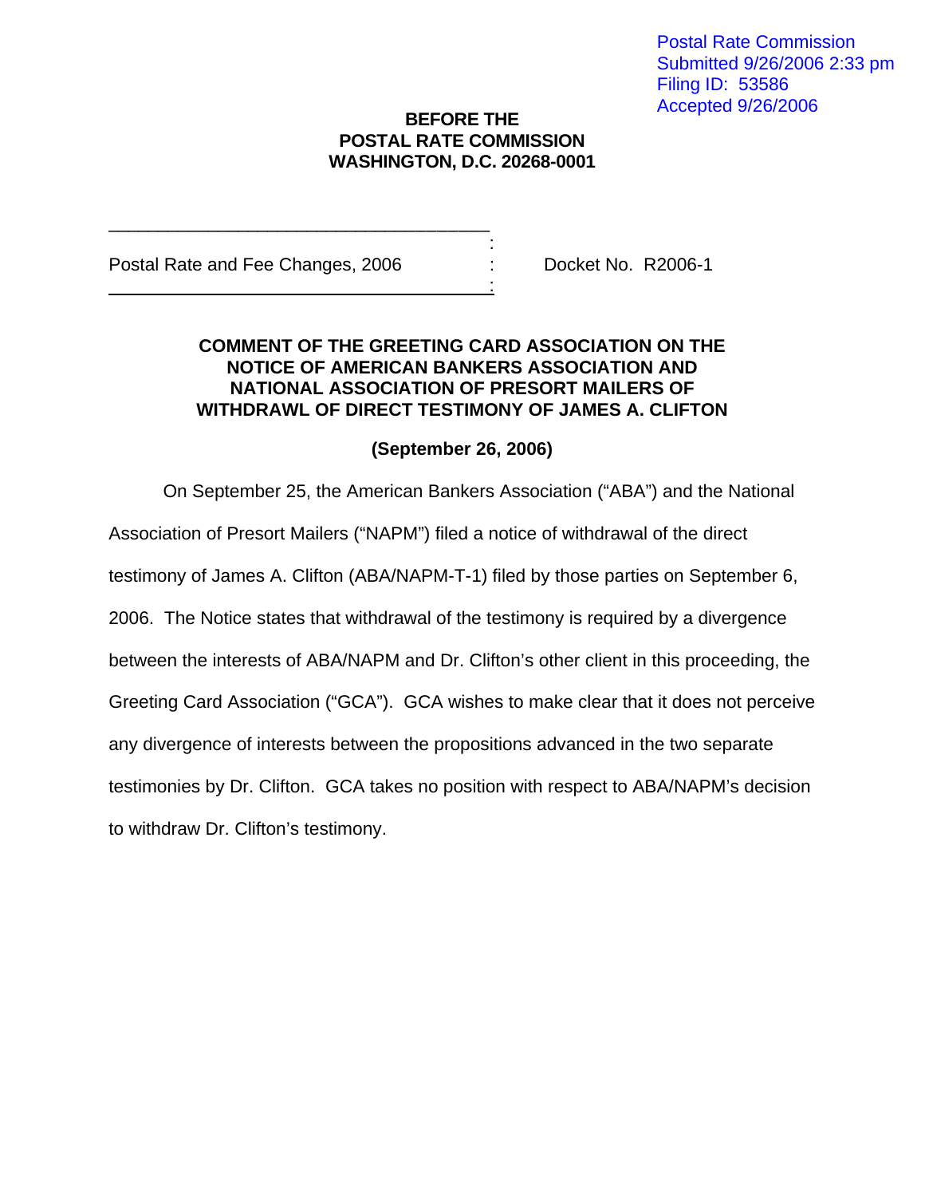Postal Rate Commission
Submitted 9/26/2006 2:33 pm
Filing ID: 53586
Accepted 9/26/2006

**BEFORE THE**
**POSTAL RATE COMMISSION**
**WASHINGTON, D.C. 20268-0001**

| | | |
|---|---|---|
| Postal Rate and Fee Changes, 2006 | : | Docket No. R2006-1 |

**COMMENT OF THE GREETING CARD ASSOCIATION ON THE NOTICE OF AMERICAN BANKERS ASSOCIATION AND NATIONAL ASSOCIATION OF PRESORT MAILERS OF WITHDRAWL OF DIRECT TESTIMONY OF JAMES A. CLIFTON**

**(September 26, 2006)**

On September 25, the American Bankers Association ("ABA") and the National Association of Presort Mailers ("NAPM") filed a notice of withdrawal of the direct testimony of James A. Clifton (ABA/NAPM-T-1) filed by those parties on September 6, 2006. The Notice states that withdrawal of the testimony is required by a divergence between the interests of ABA/NAPM and Dr. Clifton's other client in this proceeding, the Greeting Card Association ("GCA"). GCA wishes to make clear that it does not perceive any divergence of interests between the propositions advanced in the two separate testimonies by Dr. Clifton. GCA takes no position with respect to ABA/NAPM's decision to withdraw Dr. Clifton's testimony.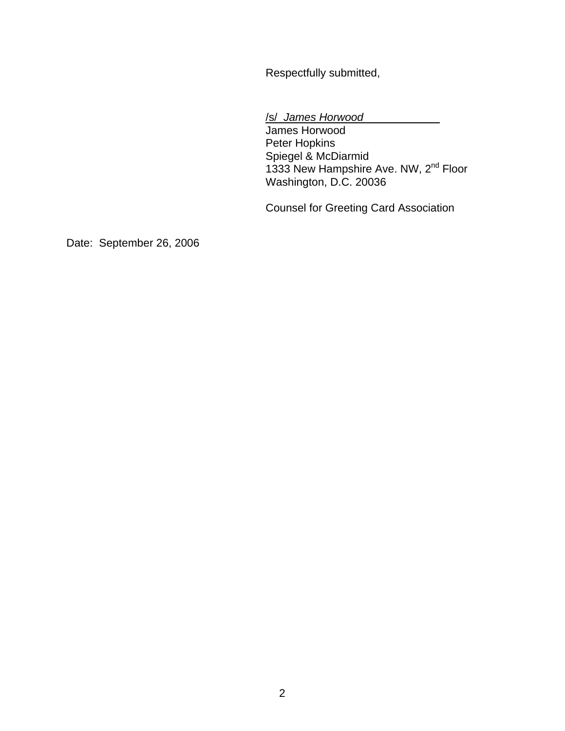Respectfully submitted,

/s/ *James Horwood*
James Horwood
Peter Hopkins
Spiegel & McDiarmid
1333 New Hampshire Ave. NW, 2nd Floor
Washington, D.C. 20036

Counsel for Greeting Card Association

Date: September 26, 2006